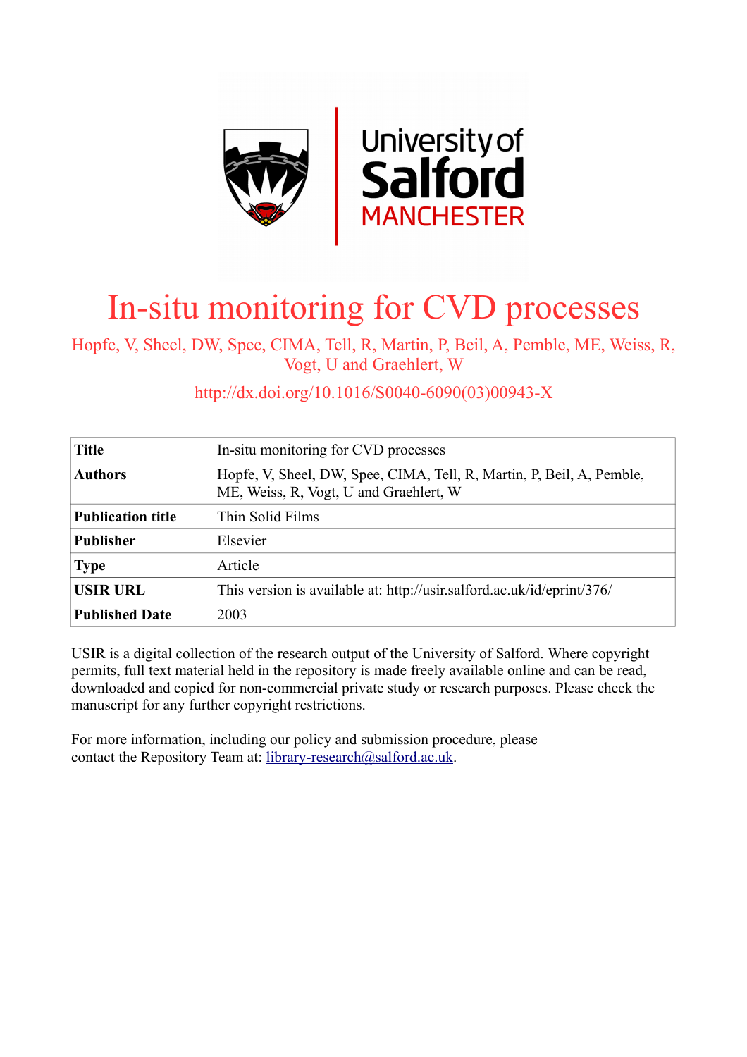# In-situ monitoring for CVD processes

Hopfe, V, Sheel, DW, Spee, CIMA, Tell, R, Martin, P, Beil, A, Pemble, ME, Weiss, R, Vogt, U and Graehlert, W

http://dx.doi.org/10.1016/S0040-6090(03)00943-X

| | |
|---|---|
| **Title** | In-situ monitoring for CVD processes |
| **Authors** | Hopfe, V, Sheel, DW, Spee, CIMA, Tell, R, Martin, P, Beil, A, Pemble, ME, Weiss, R, Vogt, U and Graehlert, W |
| **Publication title** | Thin Solid Films |
| **Publisher** | Elsevier |
| **Type** | Article |
| **USIR URL** | This version is available at: http://usir.salford.ac.uk/id/eprint/376/ |
| **Published Date** | 2003 |

USIR is a digital collection of the research output of the University of Salford. Where copyright permits, full text material held in the repository is made freely available online and can be read, downloaded and copied for non-commercial private study or research purposes. Please check the manuscript for any further copyright restrictions.

For more information, including our policy and submission procedure, please contact the Repository Team at: library-research@salford.ac.uk.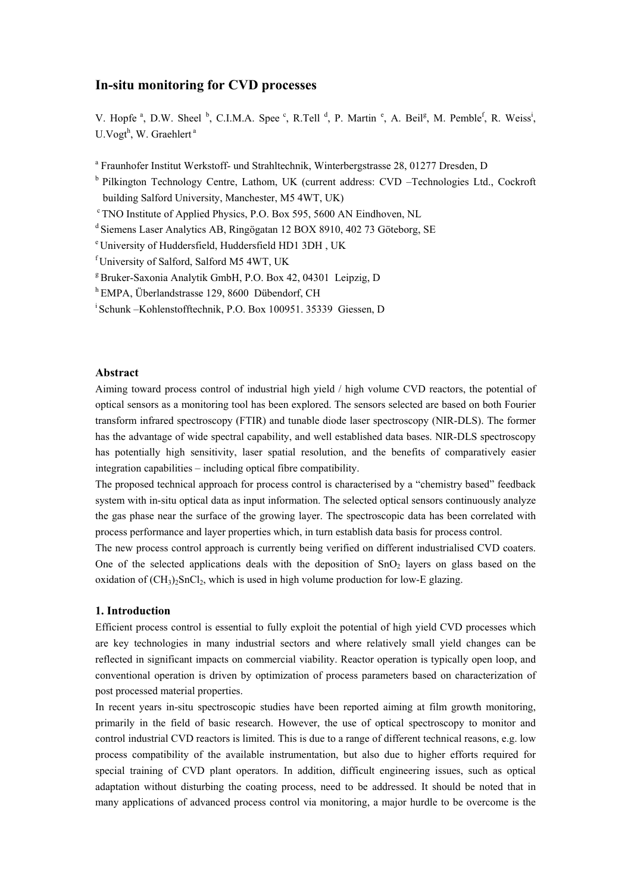# In-situ monitoring for CVD processes

V. Hopfe [a], D.W. Sheel [b], C.I.M.A. Spee [c], R.Tell [d], P. Martin [e], A. Beil[g], M. Pemble[f], R. Weiss[i], U.Vogt[h], W. Graehlert [a]

[a] Fraunhofer Institut Werkstoff- und Strahltechnik, Winterbergstrasse 28, 01277 Dresden, D

[b] Pilkington Technology Centre, Lathom, UK (current address: CVD –Technologies Ltd., Cockroft building Salford University, Manchester, M5 4WT, UK)

[c] TNO Institute of Applied Physics, P.O. Box 595, 5600 AN Eindhoven, NL

[d] Siemens Laser Analytics AB, Ringögatan 12 BOX 8910, 402 73 Göteborg, SE

[e] University of Huddersfield, Huddersfield HD1 3DH , UK

[f] University of Salford, Salford M5 4WT, UK

[g] Bruker-Saxonia Analytik GmbH, P.O. Box 42, 04301 Leipzig, D

[h] EMPA, Überlandstrasse 129, 8600 Dübendorf, CH

[i] Schunk –Kohlenstofftechnik, P.O. Box 100951. 35339 Giessen, D

## Abstract

Aiming toward process control of industrial high yield / high volume CVD reactors, the potential of optical sensors as a monitoring tool has been explored. The sensors selected are based on both Fourier transform infrared spectroscopy (FTIR) and tunable diode laser spectroscopy (NIR-DLS). The former has the advantage of wide spectral capability, and well established data bases. NIR-DLS spectroscopy has potentially high sensitivity, laser spatial resolution, and the benefits of comparatively easier integration capabilities – including optical fibre compatibility.

The proposed technical approach for process control is characterised by a “chemistry based” feedback system with in-situ optical data as input information. The selected optical sensors continuously analyze the gas phase near the surface of the growing layer. The spectroscopic data has been correlated with process performance and layer properties which, in turn establish data basis for process control.

The new process control approach is currently being verified on different industrialised CVD coaters. One of the selected applications deals with the deposition of $SnO_2$ layers on glass based on the oxidation of $(CH_3)_2SnCl_2$, which is used in high volume production for low-E glazing.

## 1. Introduction

Efficient process control is essential to fully exploit the potential of high yield CVD processes which are key technologies in many industrial sectors and where relatively small yield changes can be reflected in significant impacts on commercial viability. Reactor operation is typically open loop, and conventional operation is driven by optimization of process parameters based on characterization of post processed material properties.

In recent years in-situ spectroscopic studies have been reported aiming at film growth monitoring, primarily in the field of basic research. However, the use of optical spectroscopy to monitor and control industrial CVD reactors is limited. This is due to a range of different technical reasons, e.g. low process compatibility of the available instrumentation, but also due to higher efforts required for special training of CVD plant operators. In addition, difficult engineering issues, such as optical adaptation without disturbing the coating process, need to be addressed. It should be noted that in many applications of advanced process control via monitoring, a major hurdle to be overcome is the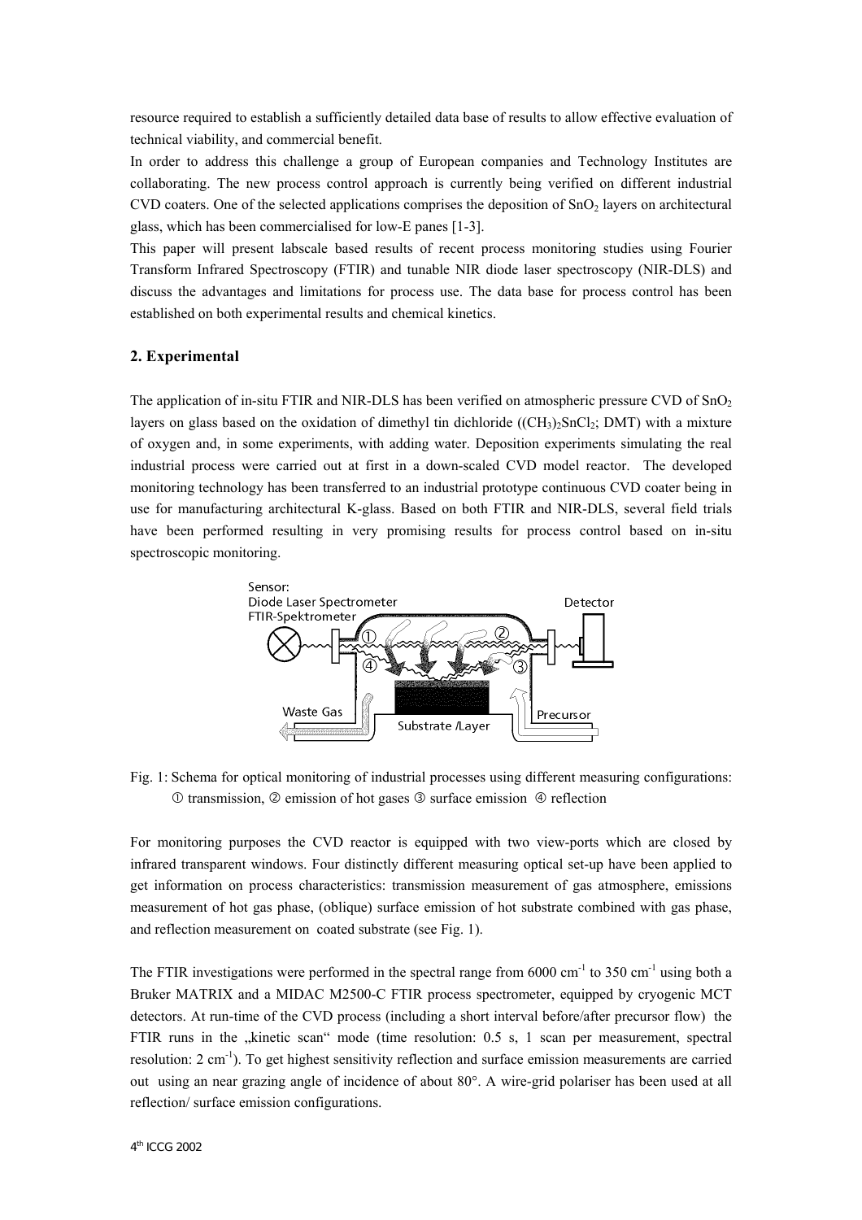resource required to establish a sufficiently detailed data base of results to allow effective evaluation of technical viability, and commercial benefit.

In order to address this challenge a group of European companies and Technology Institutes are collaborating. The new process control approach is currently being verified on different industrial CVD coaters. One of the selected applications comprises the deposition of $SnO_2$ layers on architectural glass, which has been commercialised for low-E panes [1-3].

This paper will present labscale based results of recent process monitoring studies using Fourier Transform Infrared Spectroscopy (FTIR) and tunable NIR diode laser spectroscopy (NIR-DLS) and discuss the advantages and limitations for process use. The data base for process control has been established on both experimental results and chemical kinetics.

## 2. Experimental

The application of in-situ FTIR and NIR-DLS has been verified on atmospheric pressure CVD of $SnO_2$ layers on glass based on the oxidation of dimethyl tin dichloride ($(CH_3)_2SnCl_2$; DMT) with a mixture of oxygen and, in some experiments, with adding water. Deposition experiments simulating the real industrial process were carried out at first in a down-scaled CVD model reactor. The developed monitoring technology has been transferred to an industrial prototype continuous CVD coater being in use for manufacturing architectural K-glass. Based on both FTIR and NIR-DLS, several field trials have been performed resulting in very promising results for process control based on in-situ spectroscopic monitoring.

Sensor:
Diode Laser Spectrometer
FTIR-Spektrometer
Detector
①
②
③
④
Waste Gas
Substrate /Layer
Precursor

Fig. 1: Schema for optical monitoring of industrial processes using different measuring configurations: ① transmission, ② emission of hot gases ③ surface emission ④ reflection

For monitoring purposes the CVD reactor is equipped with two view-ports which are closed by infrared transparent windows. Four distinctly different measuring optical set-up have been applied to get information on process characteristics: transmission measurement of gas atmosphere, emissions measurement of hot gas phase, (oblique) surface emission of hot substrate combined with gas phase, and reflection measurement on coated substrate (see Fig. 1).

The FTIR investigations were performed in the spectral range from 6000 $cm^{-1}$ to 350 $cm^{-1}$ using both a Bruker MATRIX and a MIDAC M2500-C FTIR process spectrometer, equipped by cryogenic MCT detectors. At run-time of the CVD process (including a short interval before/after precursor flow) the FTIR runs in the „kinetic scan" mode (time resolution: 0.5 s, 1 scan per measurement, spectral resolution: 2 $cm^{-1}$). To get highest sensitivity reflection and surface emission measurements are carried out using an near grazing angle of incidence of about 80°. A wire-grid polariser has been used at all reflection/ surface emission configurations.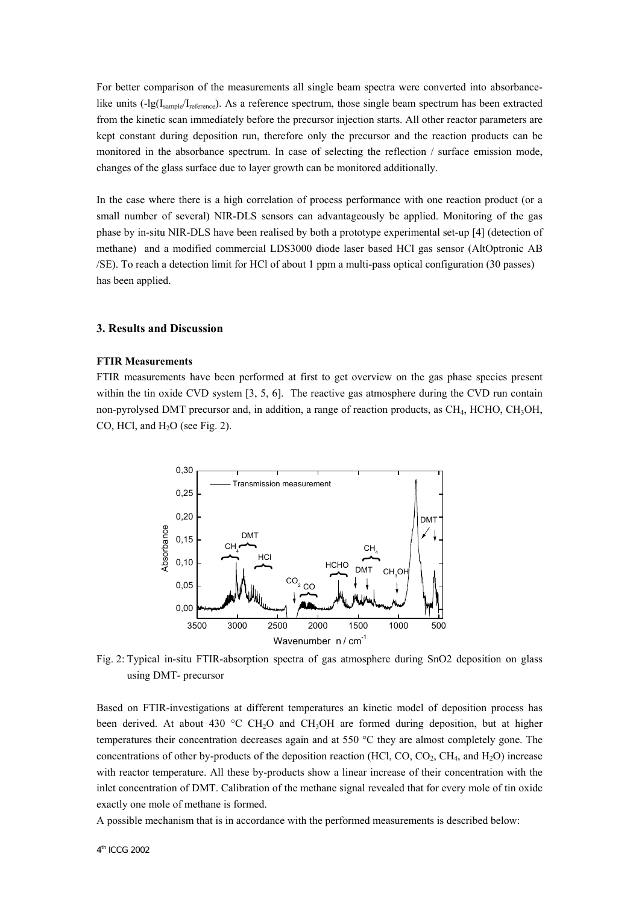For better comparison of the measurements all single beam spectra were converted into absorbance-like units ($-\lg(I_{sample}/I_{reference})$). As a reference spectrum, those single beam spectrum has been extracted from the kinetic scan immediately before the precursor injection starts. All other reactor parameters are kept constant during deposition run, therefore only the precursor and the reaction products can be monitored in the absorbance spectrum. In case of selecting the reflection / surface emission mode, changes of the glass surface due to layer growth can be monitored additionally.

In the case where there is a high correlation of process performance with one reaction product (or a small number of several) NIR-DLS sensors can advantageously be applied. Monitoring of the gas phase by in-situ NIR-DLS have been realised by both a prototype experimental set-up [4] (detection of methane) and a modified commercial LDS3000 diode laser based HCl gas sensor (AltOptronic AB /SE). To reach a detection limit for HCl of about 1 ppm a multi-pass optical configuration (30 passes) has been applied.

## 3. Results and Discussion

### FTIR Measurements

FTIR measurements have been performed at first to get overview on the gas phase species present within the tin oxide CVD system [3, 5, 6]. The reactive gas atmosphere during the CVD run contain non-pyrolysed DMT precursor and, in addition, a range of reaction products, as $CH_4$, HCHO, $CH_3OH$, CO, HCl, and $H_2O$ (see Fig. 2).

Transmission measurement

Absorbance

0,30
0,25
0,20
0,15
0,10
0,05
0,00

$CH_4$ DMT HCl $CO_2$ CO HCHO DMT $CH_4$ $CH_3OH$ DMT

3500 3000 2500 2000 1500 1000 500

Wavenumber n / cm$^{-1}$

Fig. 2: Typical in-situ FTIR-absorption spectra of gas atmosphere during SnO2 deposition on glass using DMT- precursor

Based on FTIR-investigations at different temperatures an kinetic model of deposition process has been derived. At about 430 °C $CH_2O$ and $CH_3OH$ are formed during deposition, but at higher temperatures their concentration decreases again and at 550 °C they are almost completely gone. The concentrations of other by-products of the deposition reaction (HCl, CO, $CO_2$, $CH_4$, and $H_2O$) increase with reactor temperature. All these by-products show a linear increase of their concentration with the inlet concentration of DMT. Calibration of the methane signal revealed that for every mole of tin oxide exactly one mole of methane is formed.

A possible mechanism that is in accordance with the performed measurements is described below: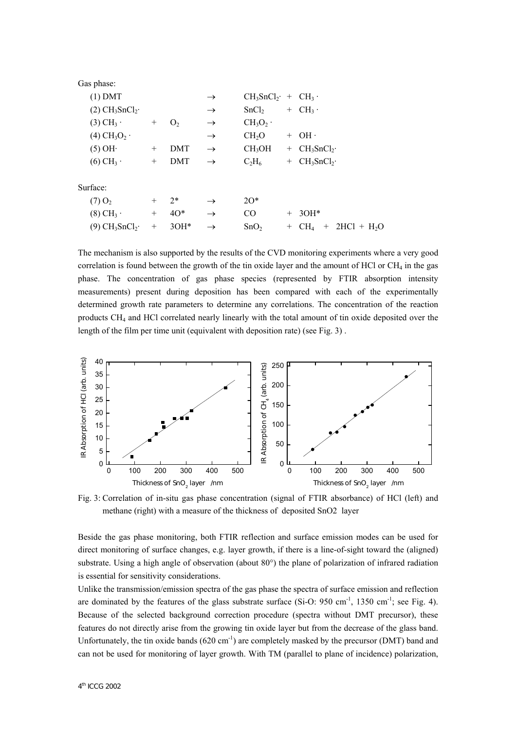Gas phase:

| | | | | | | |
|---|---|---|---|---|---|---|
| (1) DMT | | | $\rightarrow$ | $CH_3SnCl_2\cdot$ | + | $CH_3\cdot$ |
| (2) $CH_3SnCl_2\cdot$ | | | $\rightarrow$ | $SnCl_2$ | + | $CH_3\cdot$ |
| (3) $CH_3\cdot$ | + | $O_2$ | $\rightarrow$ | $CH_3O_2\cdot$ | | |
| (4) $CH_3O_2\cdot$ | | | $\rightarrow$ | $CH_2O$ | + | $OH\cdot$ |
| (5) $OH\cdot$ | + | DMT | $\rightarrow$ | $CH_3OH$ | + | $CH_3SnCl_2\cdot$ |
| (6) $CH_3\cdot$ | + | DMT | $\rightarrow$ | $C_2H_6$ | + | $CH_3SnCl_2\cdot$ |

Surface:

| | | | | | | |
|---|---|---|---|---|---|---|
| (7) $O_2$ | + | 2* | $\rightarrow$ | 2O* | | |
| (8) $CH_3\cdot$ | + | 4O* | $\rightarrow$ | CO | + | 3OH* |
| (9) $CH_3SnCl_2\cdot$ | + | 3OH* | $\rightarrow$ | $SnO_2$ | + | $CH_4$ + 2HCl + $H_2O$ |

The mechanism is also supported by the results of the CVD monitoring experiments where a very good correlation is found between the growth of the tin oxide layer and the amount of HCl or $CH_4$ in the gas phase. The concentration of gas phase species (represented by FTIR absorption intensity measurements) present during deposition has been compared with each of the experimentally determined growth rate parameters to determine any correlations. The concentration of the reaction products $CH_4$ and HCl correlated nearly linearly with the total amount of tin oxide deposited over the length of the film per time unit (equivalent with deposition rate) (see Fig. 3) .

IR Absorption of HCl (arb. units)
0 5 10 15 20 25 30 35 40
0 100 200 300 400 500
Thickness of $SnO_2$ layer /nm

IR Absorption of $CH_4$ (arb. units)
0 50 100 150 200 250
0 100 200 300 400 500
Thickness of $SnO_2$ layer /nm

Fig. 3: Correlation of in-situ gas phase concentration (signal of FTIR absorbance) of HCl (left) and methane (right) with a measure of the thickness of deposited SnO2 layer

Beside the gas phase monitoring, both FTIR reflection and surface emission modes can be used for direct monitoring of surface changes, e.g. layer growth, if there is a line-of-sight toward the (aligned) substrate. Using a high angle of observation (about 80°) the plane of polarization of infrared radiation is essential for sensitivity considerations.

Unlike the transmission/emission spectra of the gas phase the spectra of surface emission and reflection are dominated by the features of the glass substrate surface (Si-O: 950 $cm^{-1}$, 1350 $cm^{-1}$; see Fig. 4). Because of the selected background correction procedure (spectra without DMT precursor), these features do not directly arise from the growing tin oxide layer but from the decrease of the glass band. Unfortunately, the tin oxide bands (620 $cm^{-1}$) are completely masked by the precursor (DMT) band and can not be used for monitoring of layer growth. With TM (parallel to plane of incidence) polarization,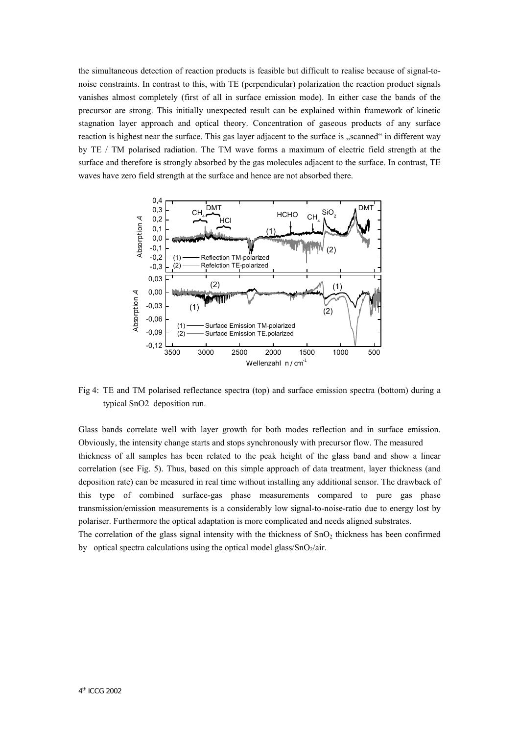the simultaneous detection of reaction products is feasible but difficult to realise because of signal-to-noise constraints. In contrast to this, with TE (perpendicular) polarization the reaction product signals vanishes almost completely (first of all in surface emission mode). In either case the bands of the precursor are strong. This initially unexpected result can be explained within framework of kinetic stagnation layer approach and optical theory. Concentration of gaseous products of any surface reaction is highest near the surface. This gas layer adjacent to the surface is „scanned" in different way by TE / TM polarised radiation. The TM wave forms a maximum of electric field strength at the surface and therefore is strongly absorbed by the gas molecules adjacent to the surface. In contrast, TE waves have zero field strength at the surface and hence are not absorbed there.

0,4
0,3
0,2
0,1
0,0
-0,1
-0,2
-0,3
Absorption *A*
$CH_4$
DMT
HCl
HCHO
$CH_4$
$SiO_2$
DMT
(1)
(2)
(1) Reflection TM-polarized
(2) Refelction TE-polarized

0,03
0,00
-0,03
-0,06
-0,09
-0,12
Absorption *A*
(2)
(1)
(1)
(2)
(1) Surface Emission TM-polarized
(2) Surface Emission TE.polarized
3500 3000 2500 2000 1500 1000 500
Wellenzahl n / $cm^{-1}$

Fig 4: TE and TM polarised reflectance spectra (top) and surface emission spectra (bottom) during a typical SnO2 deposition run.

Glass bands correlate well with layer growth for both modes reflection and in surface emission. Obviously, the intensity change starts and stops synchronously with precursor flow. The measured thickness of all samples has been related to the peak height of the glass band and show a linear correlation (see Fig. 5). Thus, based on this simple approach of data treatment, layer thickness (and deposition rate) can be measured in real time without installing any additional sensor. The drawback of this type of combined surface-gas phase measurements compared to pure gas phase transmission/emission measurements is a considerably low signal-to-noise-ratio due to energy lost by polariser. Furthermore the optical adaptation is more complicated and needs aligned substrates.

The correlation of the glass signal intensity with the thickness of $SnO_2$ thickness has been confirmed by optical spectra calculations using the optical model glass/$SnO_2$/air.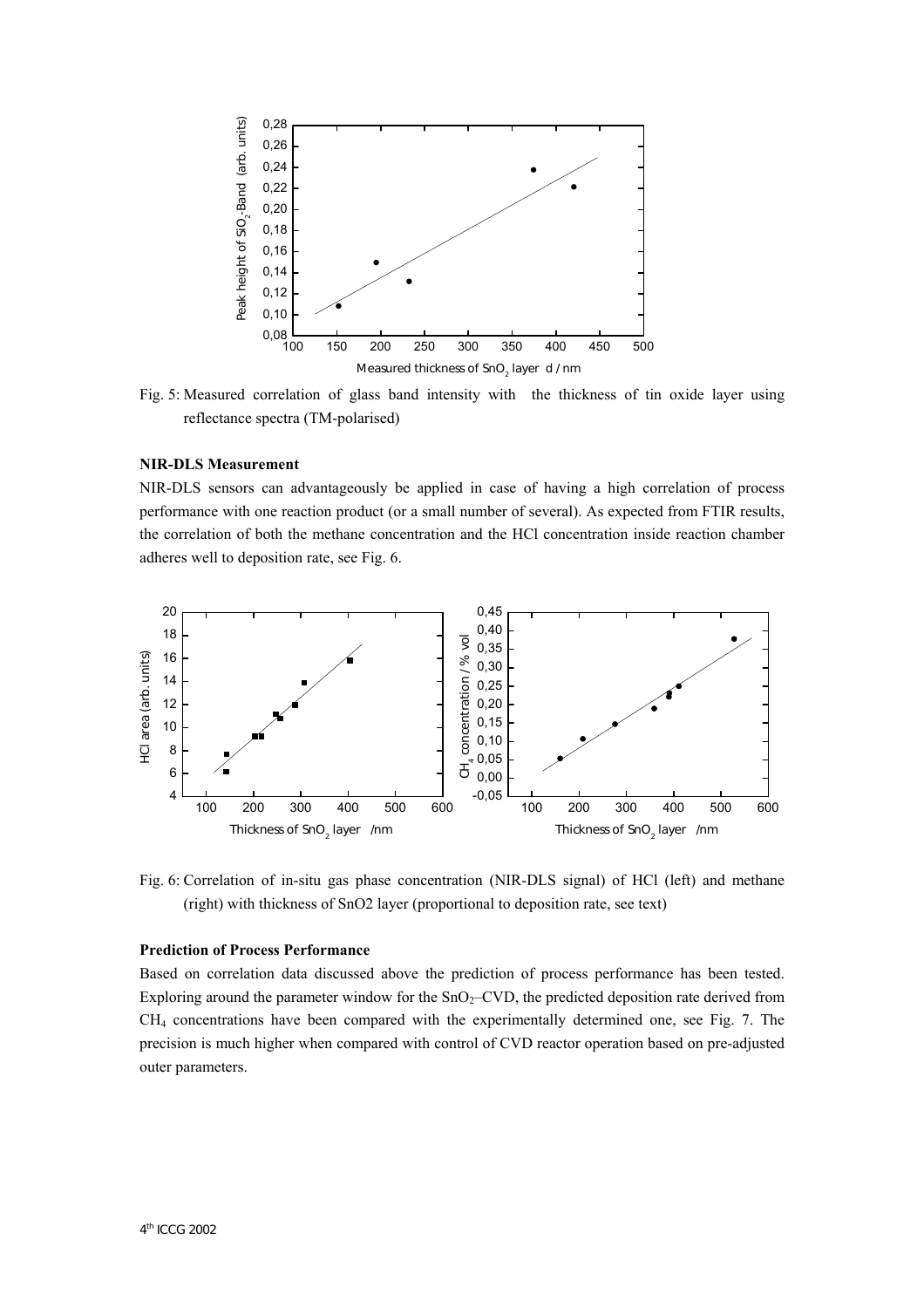0,28
0,26
0,24
0,22
0,20
0,18
0,16
0,14
0,12
0,10
0,08

Peak height of $SiO_2$-Band (arb. units)

100 150 200 250 300 350 400 450 500

Measured thickness of $SnO_2$ layer d / nm

Fig. 5: Measured correlation of glass band intensity with the thickness of tin oxide layer using reflectance spectra (TM-polarised)

**NIR-DLS Measurement**

NIR-DLS sensors can advantageously be applied in case of having a high correlation of process performance with one reaction product (or a small number of several). As expected from FTIR results, the correlation of both the methane concentration and the HCl concentration inside reaction chamber adheres well to deposition rate, see Fig. 6.

20
18
16
14
12
10
8
6
4

HCl area (arb. units)

100 200 300 400 500 600

Thickness of $SnO_2$ layer /nm

0,45
0,40
0,35
0,30
0,25
0,20
0,15
0,10
0,05
0,00
-0,05

$CH_4$ concentration / % vol

100 200 300 400 500 600

Thickness of $SnO_2$ layer /nm

Fig. 6: Correlation of in-situ gas phase concentration (NIR-DLS signal) of HCl (left) and methane (right) with thickness of SnO2 layer (proportional to deposition rate, see text)

**Prediction of Process Performance**

Based on correlation data discussed above the prediction of process performance has been tested. Exploring around the parameter window for the $SnO_2$–CVD, the predicted deposition rate derived from $CH_4$ concentrations have been compared with the experimentally determined one, see Fig. 7. The precision is much higher when compared with control of CVD reactor operation based on pre-adjusted outer parameters.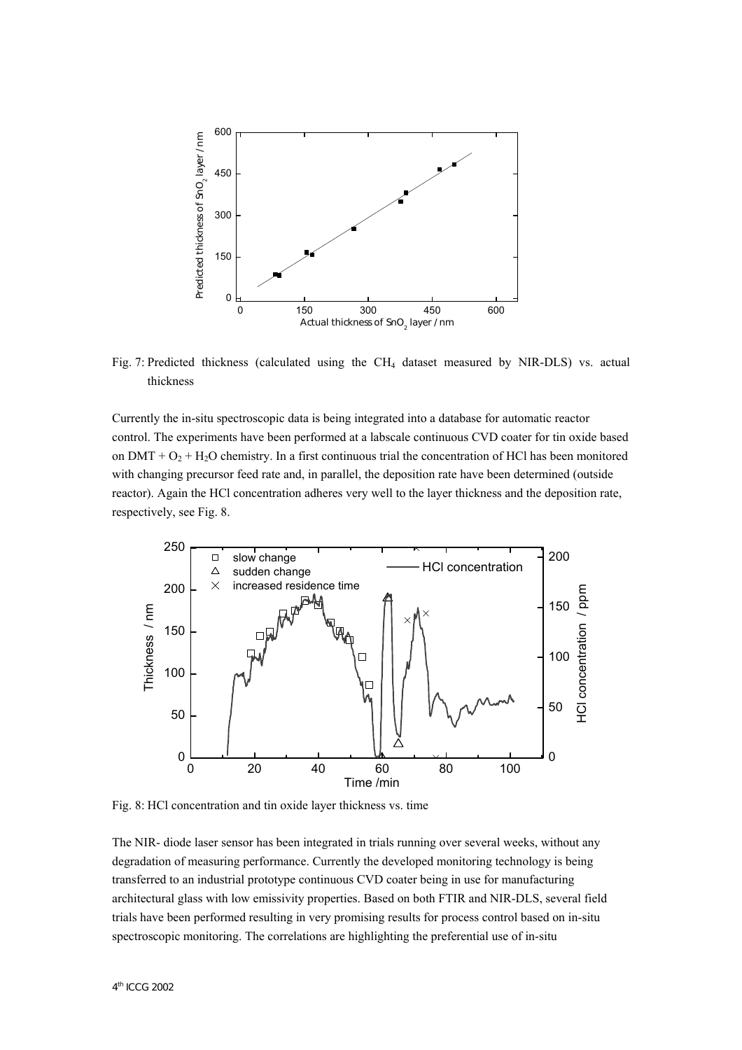600

450

300

150

0

Predicted thickness of $SnO_2$ layer / nm

0 150 300 450 600

Actual thickness of $SnO_2$ layer / nm

Fig. 7: Predicted thickness (calculated using the $CH_4$ dataset measured by NIR-DLS) vs. actual thickness

Currently the in-situ spectroscopic data is being integrated into a database for automatic reactor control. The experiments have been performed at a labscale continuous CVD coater for tin oxide based on DMT + $O_2$ + $H_2O$ chemistry. In a first continuous trial the concentration of HCl has been monitored with changing precursor feed rate and, in parallel, the deposition rate have been determined (outside reactor). Again the HCl concentration adheres very well to the layer thickness and the deposition rate, respectively, see Fig. 8.

slow change

sudden change

increased residence time

HCl concentration

Thickness / nm

250 200 150 100 50 0

HCl concentration / ppm

200 150 100 50 0

0 20 40 60 80 100

Time /min

Fig. 8: HCl concentration and tin oxide layer thickness vs. time

The NIR- diode laser sensor has been integrated in trials running over several weeks, without any degradation of measuring performance. Currently the developed monitoring technology is being transferred to an industrial prototype continuous CVD coater being in use for manufacturing architectural glass with low emissivity properties. Based on both FTIR and NIR-DLS, several field trials have been performed resulting in very promising results for process control based on in-situ spectroscopic monitoring. The correlations are highlighting the preferential use of in-situ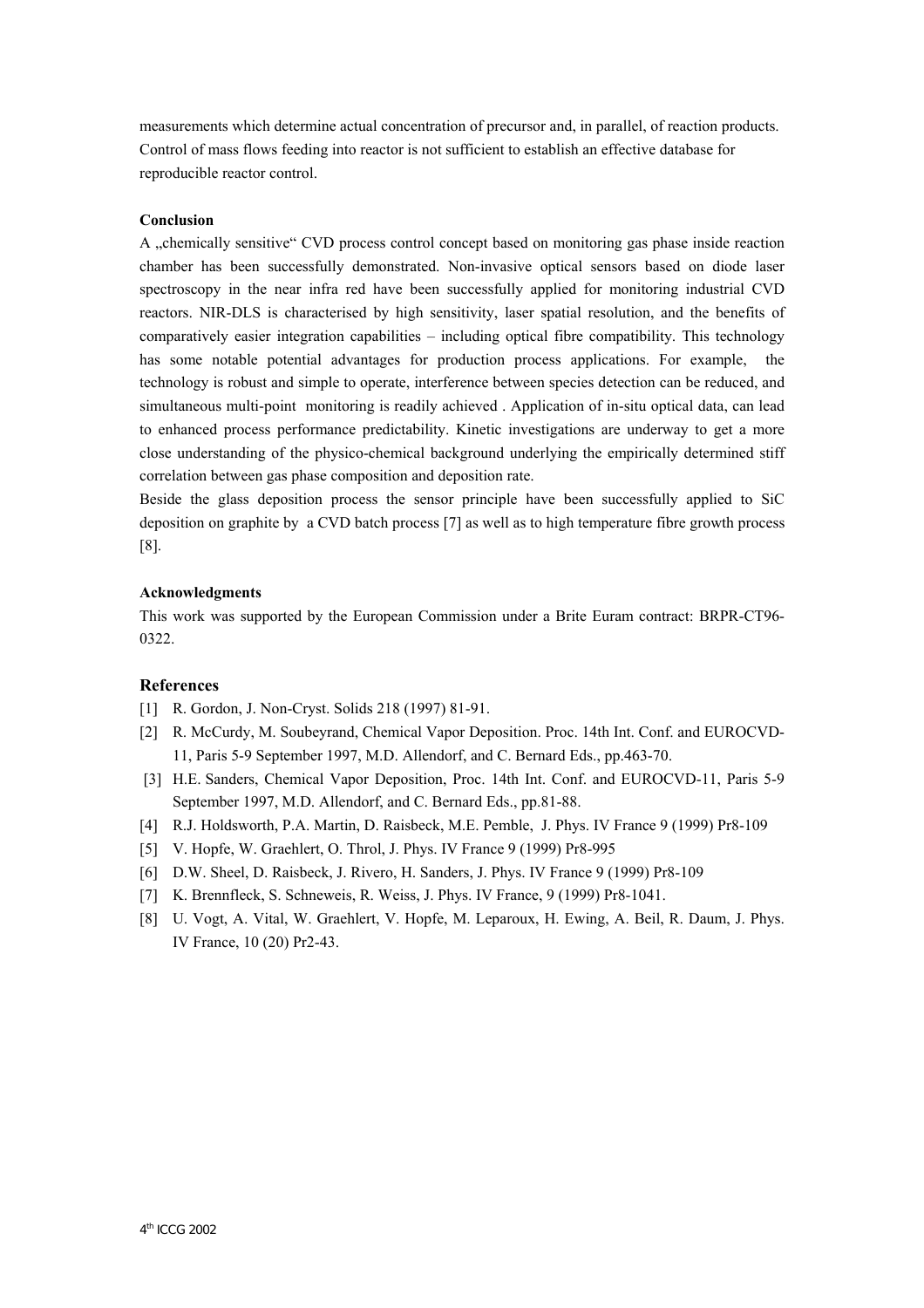measurements which determine actual concentration of precursor and, in parallel, of reaction products. Control of mass flows feeding into reactor is not sufficient to establish an effective database for reproducible reactor control.

**Conclusion**

A „chemically sensitive" CVD process control concept based on monitoring gas phase inside reaction chamber has been successfully demonstrated. Non-invasive optical sensors based on diode laser spectroscopy in the near infra red have been successfully applied for monitoring industrial CVD reactors. NIR-DLS is characterised by high sensitivity, laser spatial resolution, and the benefits of comparatively easier integration capabilities – including optical fibre compatibility. This technology has some notable potential advantages for production process applications. For example, the technology is robust and simple to operate, interference between species detection can be reduced, and simultaneous multi-point monitoring is readily achieved . Application of in-situ optical data, can lead to enhanced process performance predictability. Kinetic investigations are underway to get a more close understanding of the physico-chemical background underlying the empirically determined stiff correlation between gas phase composition and deposition rate.

Beside the glass deposition process the sensor principle have been successfully applied to SiC deposition on graphite by a CVD batch process [7] as well as to high temperature fibre growth process [8].

**Acknowledgments**

This work was supported by the European Commission under a Brite Euram contract: BRPR-CT96-0322.

## References

[1] R. Gordon, J. Non-Cryst. Solids 218 (1997) 81-91.

[2] R. McCurdy, M. Soubeyrand, Chemical Vapor Deposition. Proc. 14th Int. Conf. and EUROCVD-11, Paris 5-9 September 1997, M.D. Allendorf, and C. Bernard Eds., pp.463-70.

[3] H.E. Sanders, Chemical Vapor Deposition, Proc. 14th Int. Conf. and EUROCVD-11, Paris 5-9 September 1997, M.D. Allendorf, and C. Bernard Eds., pp.81-88.

[4] R.J. Holdsworth, P.A. Martin, D. Raisbeck, M.E. Pemble, J. Phys. IV France 9 (1999) Pr8-109

[5] V. Hopfe, W. Graehlert, O. Throl, J. Phys. IV France 9 (1999) Pr8-995

[6] D.W. Sheel, D. Raisbeck, J. Rivero, H. Sanders, J. Phys. IV France 9 (1999) Pr8-109

[7] K. Brennfleck, S. Schneweis, R. Weiss, J. Phys. IV France, 9 (1999) Pr8-1041.

[8] U. Vogt, A. Vital, W. Graehlert, V. Hopfe, M. Leparoux, H. Ewing, A. Beil, R. Daum, J. Phys. IV France, 10 (20) Pr2-43.